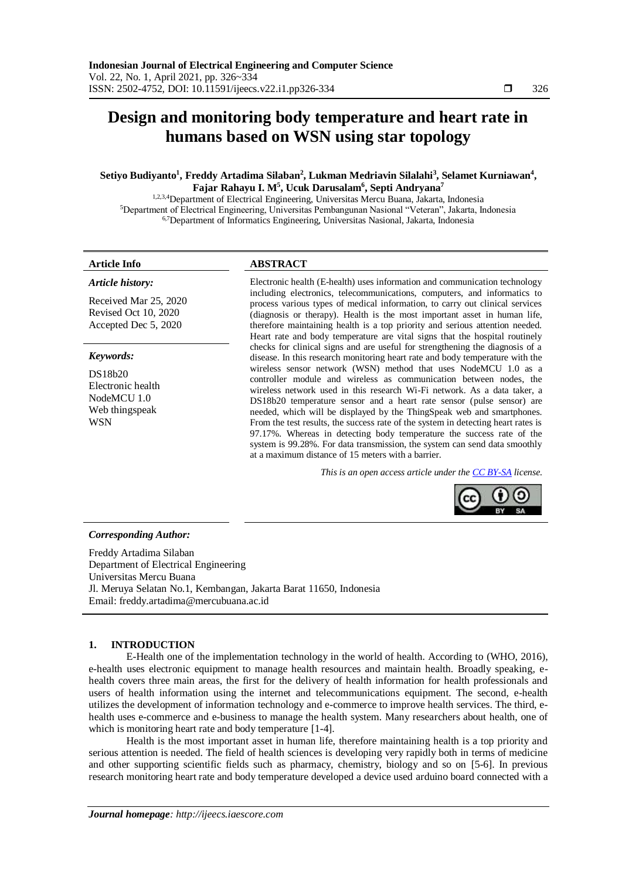# Design and monitoring body temperature and heart rate in humans based on WSN using star topology

**Setiyo Budiyanto[1], Freddy Artadima Silaban[2], Lukman Medriavin Silalahi[3], Selamet Kurniawan[4], Fajar Rahayu I. M[5], Ucuk Darusalam[6], Septi Andryana[7]**

[1,2,3,4]Department of Electrical Engineering, Universitas Mercu Buana, Jakarta, Indonesia
[5]Department of Electrical Engineering, Universitas Pembangunan Nasional "Veteran", Jakarta, Indonesia
[6,7]Department of Informatics Engineering, Universitas Nasional, Jakarta, Indonesia

**Article Info**

*Article history:*

Received Mar 25, 2020
Revised Oct 10, 2020
Accepted Dec 5, 2020

*Keywords:*

DS18b20
Electronic health
NodeMCU 1.0
Web thingspeak
WSN

**ABSTRACT**

Electronic health (E-health) uses information and communication technology including electronics, telecommunications, computers, and informatics to process various types of medical information, to carry out clinical services (diagnosis or therapy). Health is the most important asset in human life, therefore maintaining health is a top priority and serious attention needed. Heart rate and body temperature are vital signs that the hospital routinely checks for clinical signs and are useful for strengthening the diagnosis of a disease. In this research monitoring heart rate and body temperature with the wireless sensor network (WSN) method that uses NodeMCU 1.0 as a controller module and wireless as communication between nodes, the wireless network used in this research Wi-Fi network. As a data taker, a DS18b20 temperature sensor and a heart rate sensor (pulse sensor) are needed, which will be displayed by the ThingSpeak web and smartphones. From the test results, the success rate of the system in detecting heart rates is 97.17%. Whereas in detecting body temperature the success rate of the system is 99.28%. For data transmission, the system can send data smoothly at a maximum distance of 15 meters with a barrier.

*This is an open access article under the CC BY-SA license.*

*Corresponding Author:*

Freddy Artadima Silaban
Department of Electrical Engineering
Universitas Mercu Buana
Jl. Meruya Selatan No.1, Kembangan, Jakarta Barat 11650, Indonesia
Email: freddy.artadima@mercubuana.ac.id

## 1. INTRODUCTION

E-Health one of the implementation technology in the world of health. According to (WHO, 2016), e-health uses electronic equipment to manage health resources and maintain health. Broadly speaking, e-health covers three main areas, the first for the delivery of health information for health professionals and users of health information using the internet and telecommunications equipment. The second, e-health utilizes the development of information technology and e-commerce to improve health services. The third, e-health uses e-commerce and e-business to manage the health system. Many researchers about health, one of which is monitoring heart rate and body temperature [1-4].

Health is the most important asset in human life, therefore maintaining health is a top priority and serious attention is needed. The field of health sciences is developing very rapidly both in terms of medicine and other supporting scientific fields such as pharmacy, chemistry, biology and so on [5-6]. In previous research monitoring heart rate and body temperature developed a device used arduino board connected with a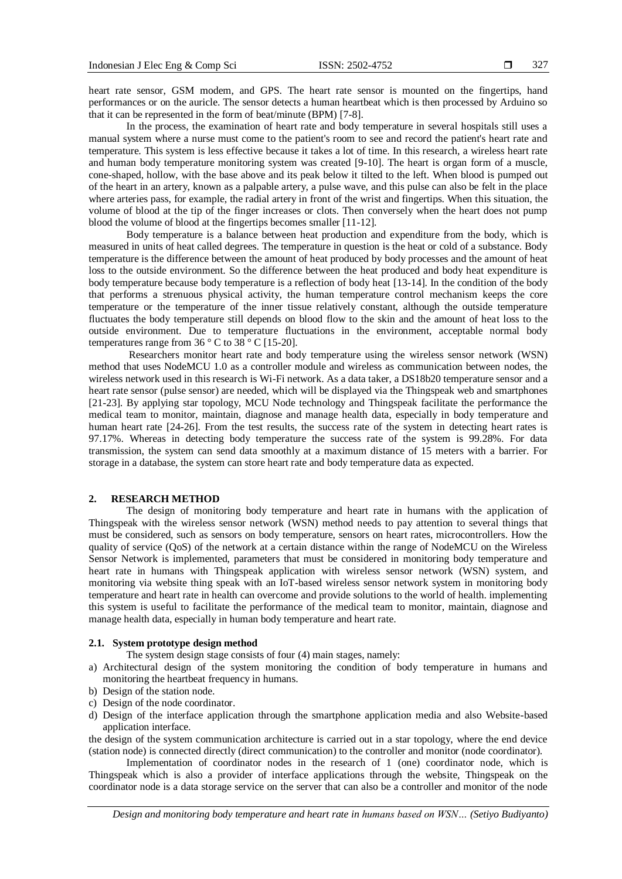heart rate sensor, GSM modem, and GPS. The heart rate sensor is mounted on the fingertips, hand performances or on the auricle. The sensor detects a human heartbeat which is then processed by Arduino so that it can be represented in the form of beat/minute (BPM) [7-8].

In the process, the examination of heart rate and body temperature in several hospitals still uses a manual system where a nurse must come to the patient's room to see and record the patient's heart rate and temperature. This system is less effective because it takes a lot of time. In this research, a wireless heart rate and human body temperature monitoring system was created [9-10]. The heart is organ form of a muscle, cone-shaped, hollow, with the base above and its peak below it tilted to the left. When blood is pumped out of the heart in an artery, known as a palpable artery, a pulse wave, and this pulse can also be felt in the place where arteries pass, for example, the radial artery in front of the wrist and fingertips. When this situation, the volume of blood at the tip of the finger increases or clots. Then conversely when the heart does not pump blood the volume of blood at the fingertips becomes smaller [11-12].

Body temperature is a balance between heat production and expenditure from the body, which is measured in units of heat called degrees. The temperature in question is the heat or cold of a substance. Body temperature is the difference between the amount of heat produced by body processes and the amount of heat loss to the outside environment. So the difference between the heat produced and body heat expenditure is body temperature because body temperature is a reflection of body heat [13-14]. In the condition of the body that performs a strenuous physical activity, the human temperature control mechanism keeps the core temperature or the temperature of the inner tissue relatively constant, although the outside temperature fluctuates the body temperature still depends on blood flow to the skin and the amount of heat loss to the outside environment. Due to temperature fluctuations in the environment, acceptable normal body temperatures range from 36 ° C to 38 ° C [15-20].

Researchers monitor heart rate and body temperature using the wireless sensor network (WSN) method that uses NodeMCU 1.0 as a controller module and wireless as communication between nodes, the wireless network used in this research is Wi-Fi network. As a data taker, a DS18b20 temperature sensor and a heart rate sensor (pulse sensor) are needed, which will be displayed via the Thingspeak web and smartphones [21-23]. By applying star topology, MCU Node technology and Thingspeak facilitate the performance the medical team to monitor, maintain, diagnose and manage health data, especially in body temperature and human heart rate [24-26]. From the test results, the success rate of the system in detecting heart rates is 97.17%. Whereas in detecting body temperature the success rate of the system is 99.28%. For data transmission, the system can send data smoothly at a maximum distance of 15 meters with a barrier. For storage in a database, the system can store heart rate and body temperature data as expected.

## 2. RESEARCH METHOD

The design of monitoring body temperature and heart rate in humans with the application of Thingspeak with the wireless sensor network (WSN) method needs to pay attention to several things that must be considered, such as sensors on body temperature, sensors on heart rates, microcontrollers. How the quality of service (QoS) of the network at a certain distance within the range of NodeMCU on the Wireless Sensor Network is implemented, parameters that must be considered in monitoring body temperature and heart rate in humans with Thingspeak application with wireless sensor network (WSN) system, and monitoring via website thing speak with an IoT-based wireless sensor network system in monitoring body temperature and heart rate in health can overcome and provide solutions to the world of health. implementing this system is useful to facilitate the performance of the medical team to monitor, maintain, diagnose and manage health data, especially in human body temperature and heart rate.

### 2.1. System prototype design method

The system design stage consists of four (4) main stages, namely:

a) Architectural design of the system monitoring the condition of body temperature in humans and monitoring the heartbeat frequency in humans.
b) Design of the station node.
c) Design of the node coordinator.
d) Design of the interface application through the smartphone application media and also Website-based application interface.

the design of the system communication architecture is carried out in a star topology, where the end device (station node) is connected directly (direct communication) to the controller and monitor (node coordinator).

Implementation of coordinator nodes in the research of 1 (one) coordinator node, which is Thingspeak which is also a provider of interface applications through the website, Thingspeak on the coordinator node is a data storage service on the server that can also be a controller and monitor of the node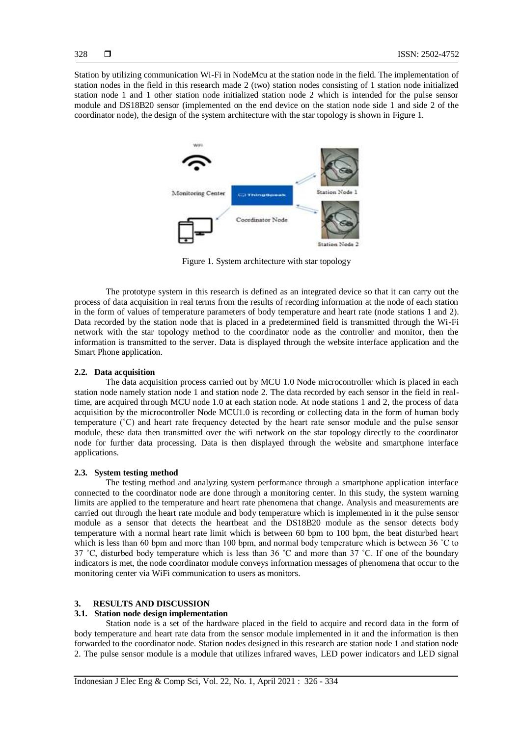Station by utilizing communication Wi-Fi in NodeMcu at the station node in the field. The implementation of station nodes in the field in this research made 2 (two) station nodes consisting of 1 station node initialized station node 1 and 1 other station node initialized station node 2 which is intended for the pulse sensor module and DS18B20 sensor (implemented on the end device on the station node side 1 and side 2 of the coordinator node), the design of the system architecture with the star topology is shown in Figure 1.

Figure 1. System architecture with star topology

The prototype system in this research is defined as an integrated device so that it can carry out the process of data acquisition in real terms from the results of recording information at the node of each station in the form of values of temperature parameters of body temperature and heart rate (node stations 1 and 2). Data recorded by the station node that is placed in a predetermined field is transmitted through the Wi-Fi network with the star topology method to the coordinator node as the controller and monitor, then the information is transmitted to the server. Data is displayed through the website interface application and the Smart Phone application.

### 2.2. Data acquisition

The data acquisition process carried out by MCU 1.0 Node microcontroller which is placed in each station node namely station node 1 and station node 2. The data recorded by each sensor in the field in real-time, are acquired through MCU node 1.0 at each station node. At node stations 1 and 2, the process of data acquisition by the microcontroller Node MCU1.0 is recording or collecting data in the form of human body temperature (˚C) and heart rate frequency detected by the heart rate sensor module and the pulse sensor module, these data then transmitted over the wifi network on the star topology directly to the coordinator node for further data processing. Data is then displayed through the website and smartphone interface applications.

### 2.3. System testing method

The testing method and analyzing system performance through a smartphone application interface connected to the coordinator node are done through a monitoring center. In this study, the system warning limits are applied to the temperature and heart rate phenomena that change. Analysis and measurements are carried out through the heart rate module and body temperature which is implemented in it the pulse sensor module as a sensor that detects the heartbeat and the DS18B20 module as the sensor detects body temperature with a normal heart rate limit which is between 60 bpm to 100 bpm, the beat disturbed heart which is less than 60 bpm and more than 100 bpm, and normal body temperature which is between 36 ˚C to 37 ˚C, disturbed body temperature which is less than 36 ˚C and more than 37 ˚C. If one of the boundary indicators is met, the node coordinator module conveys information messages of phenomena that occur to the monitoring center via WiFi communication to users as monitors.

## 3. RESULTS AND DISCUSSION

### 3.1. Station node design implementation

Station node is a set of the hardware placed in the field to acquire and record data in the form of body temperature and heart rate data from the sensor module implemented in it and the information is then forwarded to the coordinator node. Station nodes designed in this research are station node 1 and station node 2. The pulse sensor module is a module that utilizes infrared waves, LED power indicators and LED signal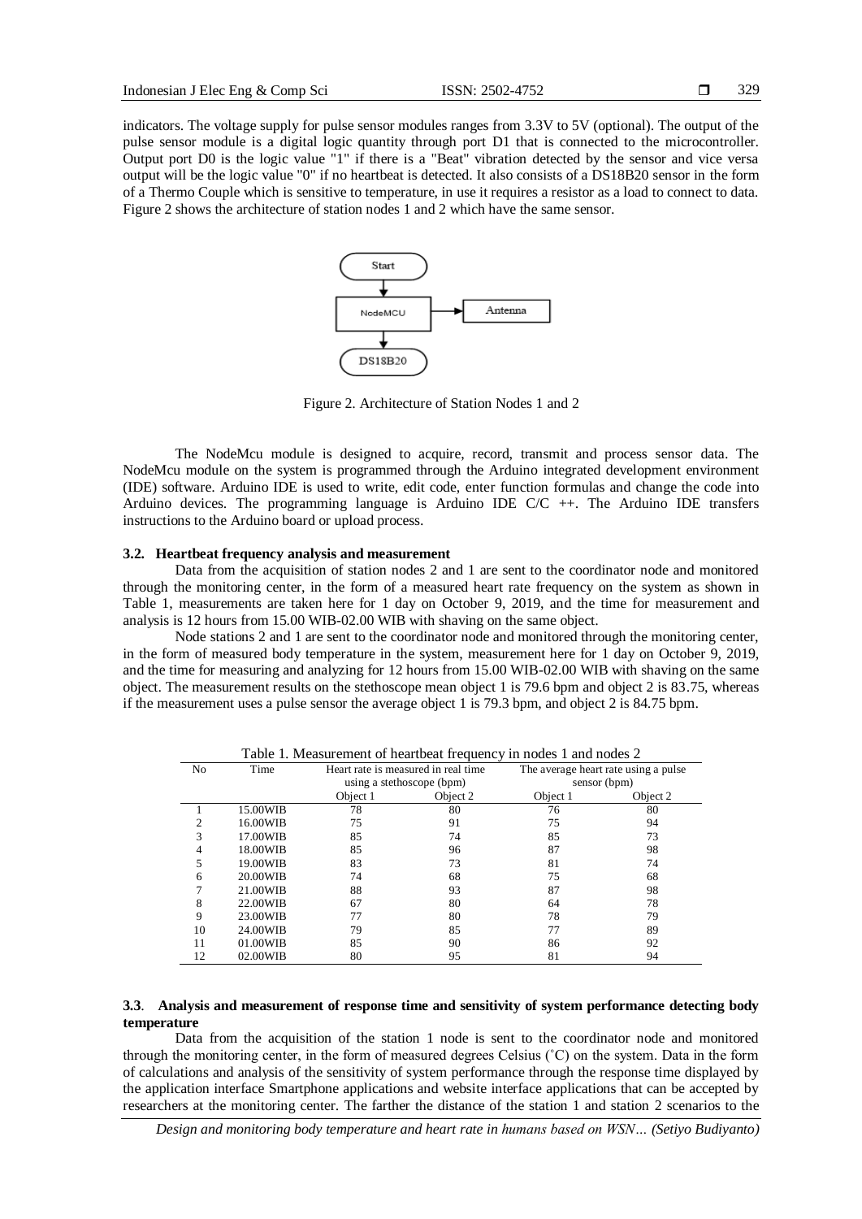indicators. The voltage supply for pulse sensor modules ranges from 3.3V to 5V (optional). The output of the pulse sensor module is a digital logic quantity through port D1 that is connected to the microcontroller. Output port D0 is the logic value "1" if there is a "Beat" vibration detected by the sensor and vice versa output will be the logic value "0" if no heartbeat is detected. It also consists of a DS18B20 sensor in the form of a Thermo Couple which is sensitive to temperature, in use it requires a resistor as a load to connect to data. Figure 2 shows the architecture of station nodes 1 and 2 which have the same sensor.

Figure 2. Architecture of Station Nodes 1 and 2

The NodeMcu module is designed to acquire, record, transmit and process sensor data. The NodeMcu module on the system is programmed through the Arduino integrated development environment (IDE) software. Arduino IDE is used to write, edit code, enter function formulas and change the code into Arduino devices. The programming language is Arduino IDE C/C ++. The Arduino IDE transfers instructions to the Arduino board or upload process.

### 3.2. Heartbeat frequency analysis and measurement

Data from the acquisition of station nodes 2 and 1 are sent to the coordinator node and monitored through the monitoring center, in the form of a measured heart rate frequency on the system as shown in Table 1, measurements are taken here for 1 day on October 9, 2019, and the time for measurement and analysis is 12 hours from 15.00 WIB-02.00 WIB with shaving on the same object.

Node stations 2 and 1 are sent to the coordinator node and monitored through the monitoring center, in the form of measured body temperature in the system, measurement here for 1 day on October 9, 2019, and the time for measuring and analyzing for 12 hours from 15.00 WIB-02.00 WIB with shaving on the same object. The measurement results on the stethoscope mean object 1 is 79.6 bpm and object 2 is 83.75, whereas if the measurement uses a pulse sensor the average object 1 is 79.3 bpm, and object 2 is 84.75 bpm.

Table 1. Measurement of heartbeat frequency in nodes 1 and nodes 2

| No | Time | Heart rate is measured in real time using a stethoscope (bpm) | | The average heart rate using a pulse sensor (bpm) | |
|---|---|---|---|---|---|
| | | Object 1 | Object 2 | Object 1 | Object 2 |
| 1 | 15.00WIB | 78 | 80 | 76 | 80 |
| 2 | 16.00WIB | 75 | 91 | 75 | 94 |
| 3 | 17.00WIB | 85 | 74 | 85 | 73 |
| 4 | 18.00WIB | 85 | 96 | 87 | 98 |
| 5 | 19.00WIB | 83 | 73 | 81 | 74 |
| 6 | 20.00WIB | 74 | 68 | 75 | 68 |
| 7 | 21.00WIB | 88 | 93 | 87 | 98 |
| 8 | 22.00WIB | 67 | 80 | 64 | 78 |
| 9 | 23.00WIB | 77 | 80 | 78 | 79 |
| 10 | 24.00WIB | 79 | 85 | 77 | 89 |
| 11 | 01.00WIB | 85 | 90 | 86 | 92 |
| 12 | 02.00WIB | 80 | 95 | 81 | 94 |

### 3.3. Analysis and measurement of response time and sensitivity of system performance detecting body temperature

Data from the acquisition of the station 1 node is sent to the coordinator node and monitored through the monitoring center, in the form of measured degrees Celsius (˚C) on the system. Data in the form of calculations and analysis of the sensitivity of system performance through the response time displayed by the application interface Smartphone applications and website interface applications that can be accepted by researchers at the monitoring center. The farther the distance of the station 1 and station 2 scenarios to the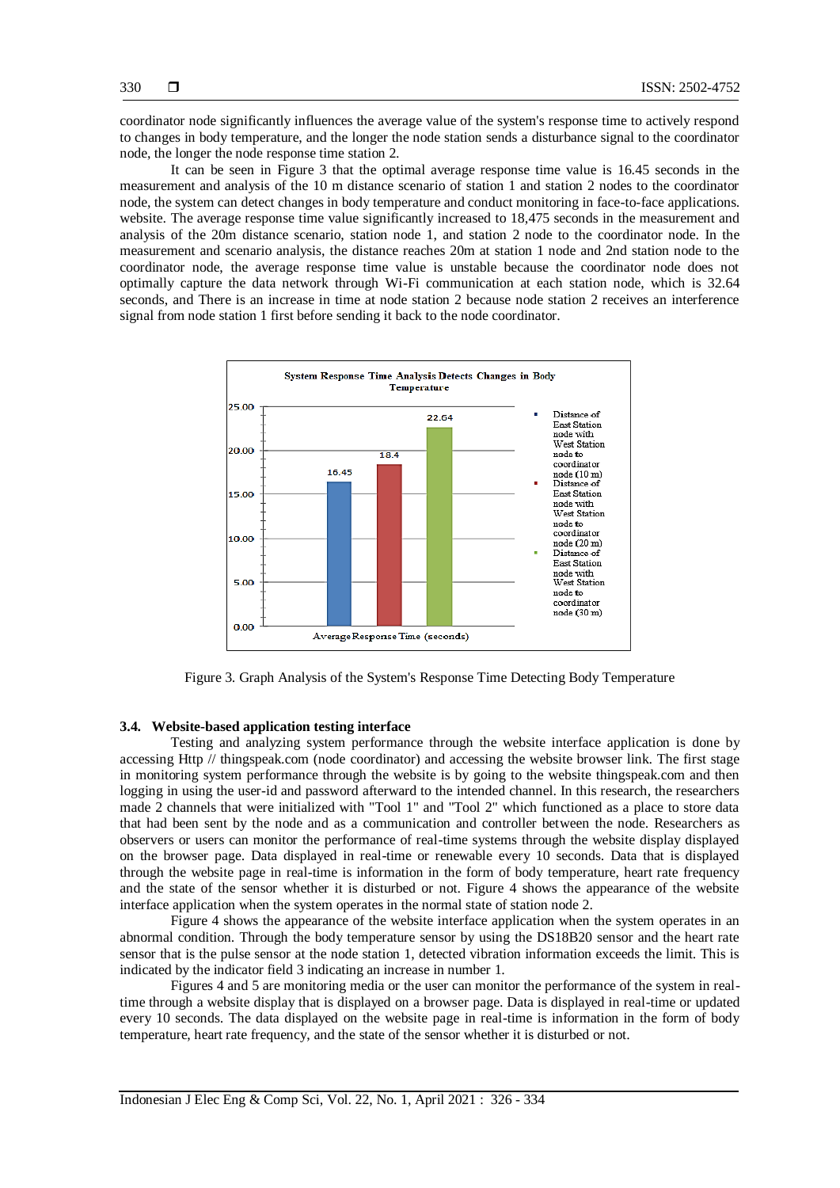coordinator node significantly influences the average value of the system's response time to actively respond to changes in body temperature, and the longer the node station sends a disturbance signal to the coordinator node, the longer the node response time station 2.

It can be seen in Figure 3 that the optimal average response time value is 16.45 seconds in the measurement and analysis of the 10 m distance scenario of station 1 and station 2 nodes to the coordinator node, the system can detect changes in body temperature and conduct monitoring in face-to-face applications. website. The average response time value significantly increased to 18,475 seconds in the measurement and analysis of the 20m distance scenario, station node 1, and station 2 node to the coordinator node. In the measurement and scenario analysis, the distance reaches 20m at station 1 node and 2nd station node to the coordinator node, the average response time value is unstable because the coordinator node does not optimally capture the data network through Wi-Fi communication at each station node, which is 32.64 seconds, and There is an increase in time at node station 2 because node station 2 receives an interference signal from node station 1 first before sending it back to the node coordinator.

Figure 3. Graph Analysis of the System's Response Time Detecting Body Temperature

### 3.4. Website-based application testing interface

Testing and analyzing system performance through the website interface application is done by accessing Http // thingspeak.com (node coordinator) and accessing the website browser link. The first stage in monitoring system performance through the website is by going to the website thingspeak.com and then logging in using the user-id and password afterward to the intended channel. In this research, the researchers made 2 channels that were initialized with "Tool 1" and "Tool 2" which functioned as a place to store data that had been sent by the node and as a communication and controller between the node. Researchers as observers or users can monitor the performance of real-time systems through the website display displayed on the browser page. Data displayed in real-time or renewable every 10 seconds. Data that is displayed through the website page in real-time is information in the form of body temperature, heart rate frequency and the state of the sensor whether it is disturbed or not. Figure 4 shows the appearance of the website interface application when the system operates in the normal state of station node 2.

Figure 4 shows the appearance of the website interface application when the system operates in an abnormal condition. Through the body temperature sensor by using the DS18B20 sensor and the heart rate sensor that is the pulse sensor at the node station 1, detected vibration information exceeds the limit. This is indicated by the indicator field 3 indicating an increase in number 1.

Figures 4 and 5 are monitoring media or the user can monitor the performance of the system in real-time through a website display that is displayed on a browser page. Data is displayed in real-time or updated every 10 seconds. The data displayed on the website page in real-time is information in the form of body temperature, heart rate frequency, and the state of the sensor whether it is disturbed or not.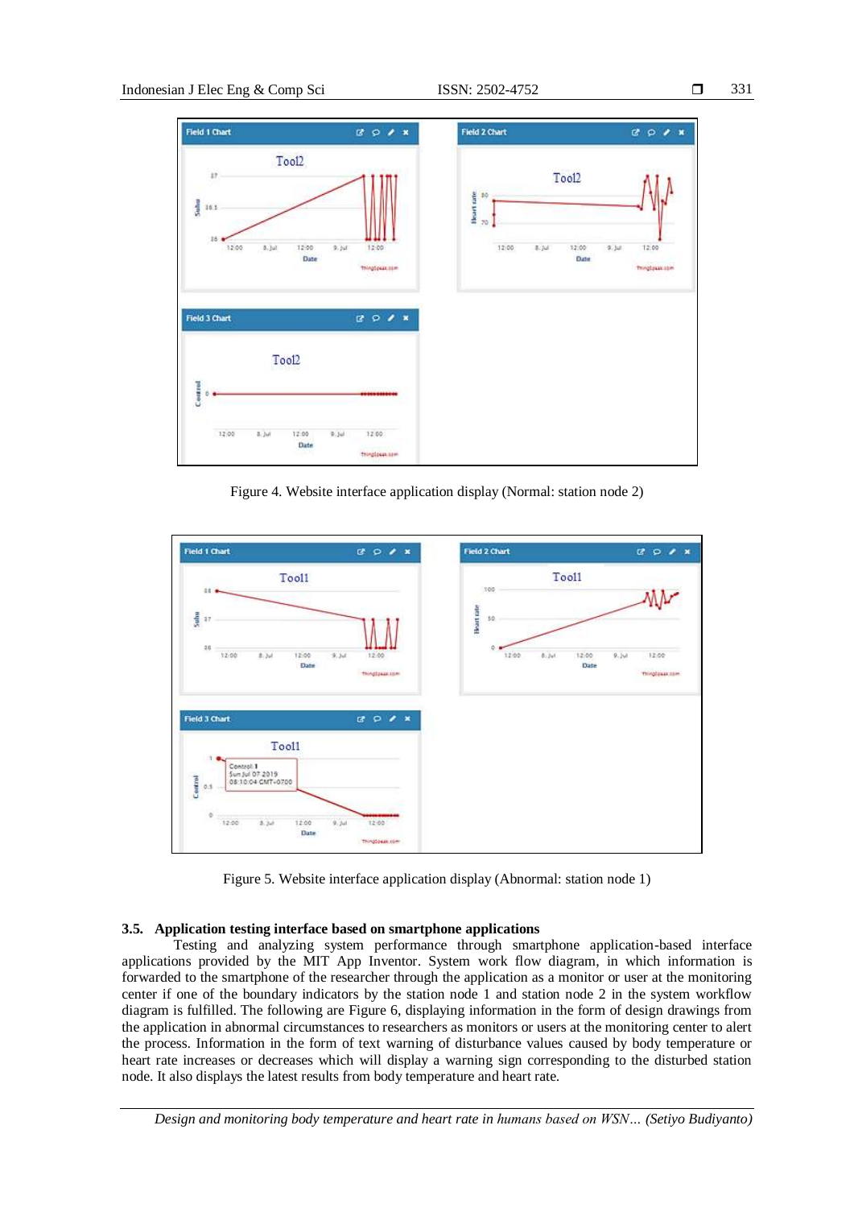Figure 4. Website interface application display (Normal: station node 2)

Figure 5. Website interface application display (Abnormal: station node 1)

### 3.5. Application testing interface based on smartphone applications

Testing and analyzing system performance through smartphone application-based interface applications provided by the MIT App Inventor. System work flow diagram, in which information is forwarded to the smartphone of the researcher through the application as a monitor or user at the monitoring center if one of the boundary indicators by the station node 1 and station node 2 in the system workflow diagram is fulfilled. The following are Figure 6, displaying information in the form of design drawings from the application in abnormal circumstances to researchers as monitors or users at the monitoring center to alert the process. Information in the form of text warning of disturbance values caused by body temperature or heart rate increases or decreases which will display a warning sign corresponding to the disturbed station node. It also displays the latest results from body temperature and heart rate.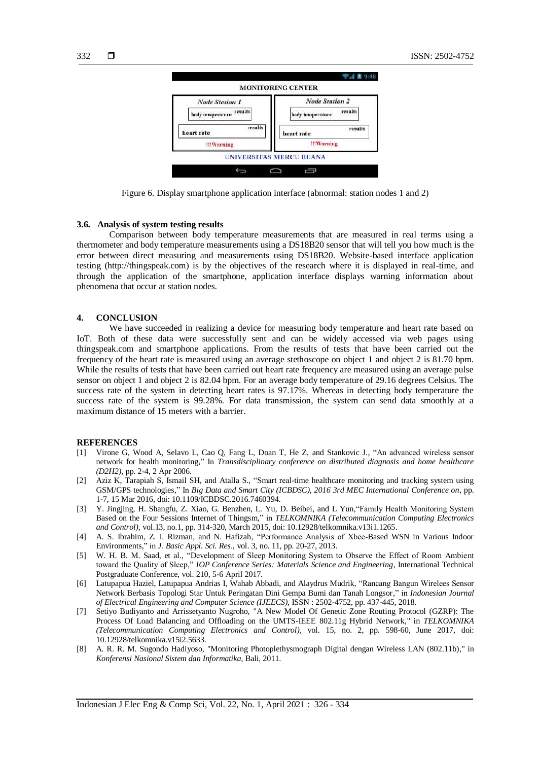Figure 6. Display smartphone application interface (abnormal: station nodes 1 and 2)

### 3.6. Analysis of system testing results

Comparison between body temperature measurements that are measured in real terms using a thermometer and body temperature measurements using a DS18B20 sensor that will tell you how much is the error between direct measuring and measurements using DS18B20. Website-based interface application testing (http://thingspeak.com) is by the objectives of the research where it is displayed in real-time, and through the application of the smartphone, application interface displays warning information about phenomena that occur at station nodes.

## 4. CONCLUSION

We have succeeded in realizing a device for measuring body temperature and heart rate based on IoT. Both of these data were successfully sent and can be widely accessed via web pages using thingspeak.com and smartphone applications. From the results of tests that have been carried out the frequency of the heart rate is measured using an average stethoscope on object 1 and object 2 is 81.70 bpm. While the results of tests that have been carried out heart rate frequency are measured using an average pulse sensor on object 1 and object 2 is 82.04 bpm. For an average body temperature of 29.16 degrees Celsius. The success rate of the system in detecting heart rates is 97.17%. Whereas in detecting body temperature the success rate of the system is 99.28%. For data transmission, the system can send data smoothly at a maximum distance of 15 meters with a barrier.

## REFERENCES

[1] Virone G, Wood A, Selavo L, Cao Q, Fang L, Doan T, He Z, and Stankovic J., "An advanced wireless sensor network for health monitoring," In *Transdisciplinary conference on distributed diagnosis and home healthcare (D2H2)*, pp. 2-4, 2 Apr 2006.

[2] Aziz K, Tarapiah S, Ismail SH, and Atalla S., "Smart real-time healthcare monitoring and tracking system using GSM/GPS technologies," In *Big Data and Smart City (ICBDSC), 2016 3rd MEC International Conference on*, pp. 1-7, 15 Mar 2016, doi: 10.1109/ICBDSC.2016.7460394.

[3] Y. Jingjing, H. Shangfu, Z. Xiao, G. Benzhen, L. Yu, D. Beibei, and L Yun,"Family Health Monitoring System Based on the Four Sessions Internet of Thingsm," in *TELKOMNIKA (Telecommunication Computing Electronics and Control)*, vol.13, no.1, pp. 314-320, March 2015, doi: 10.12928/telkomnika.v13i1.1265.

[4] A. S. Ibrahim, Z. I. Rizman, and N. Hafizah, "Performance Analysis of Xbee-Based WSN in Various Indoor Environments," in *J. Basic Appl. Sci. Res*., vol. 3, no. 11, pp. 20-27, 2013.

[5] W. H. B. M. Saad, et al., "Development of Sleep Monitoring System to Observe the Effect of Room Ambient toward the Quality of Sleep," *IOP Conference Series: Materials Science and Engineering*, International Technical Postgraduate Conference, vol. 210, 5-6 April 2017.

[6] Latupapua Haziel, Latupapua Andrias I, Wahab Abbadi, and Alaydrus Mudrik, "Rancang Bangun Wirelees Sensor Network Berbasis Topologi Star Untuk Peringatan Dini Gempa Bumi dan Tanah Longsor," in *Indonesian Journal of Electrical Engineering and Computer Science (IJEECS)*, ISSN : 2502-4752, pp. 437-445, 2018.

[7] Setiyo Budiyanto and Arrissetyanto Nugroho, "A New Model Of Genetic Zone Routing Protocol (GZRP): The Process Of Load Balancing and Offloading on the UMTS-IEEE 802.11g Hybrid Network," in *TELKOMNIKA (Telecommunication Computing Electronics and Control)*, vol. 15, no. 2, pp. 598-60, June 2017, doi: 10.12928/telkomnika.v15i2.5633.

[8] A. R. R. M. Sugondo Hadiyoso, "Monitoring Photoplethysmograph Digital dengan Wireless LAN (802.11b)," in *Konferensi Nasional Sistem dan Informatika*, Bali, 2011.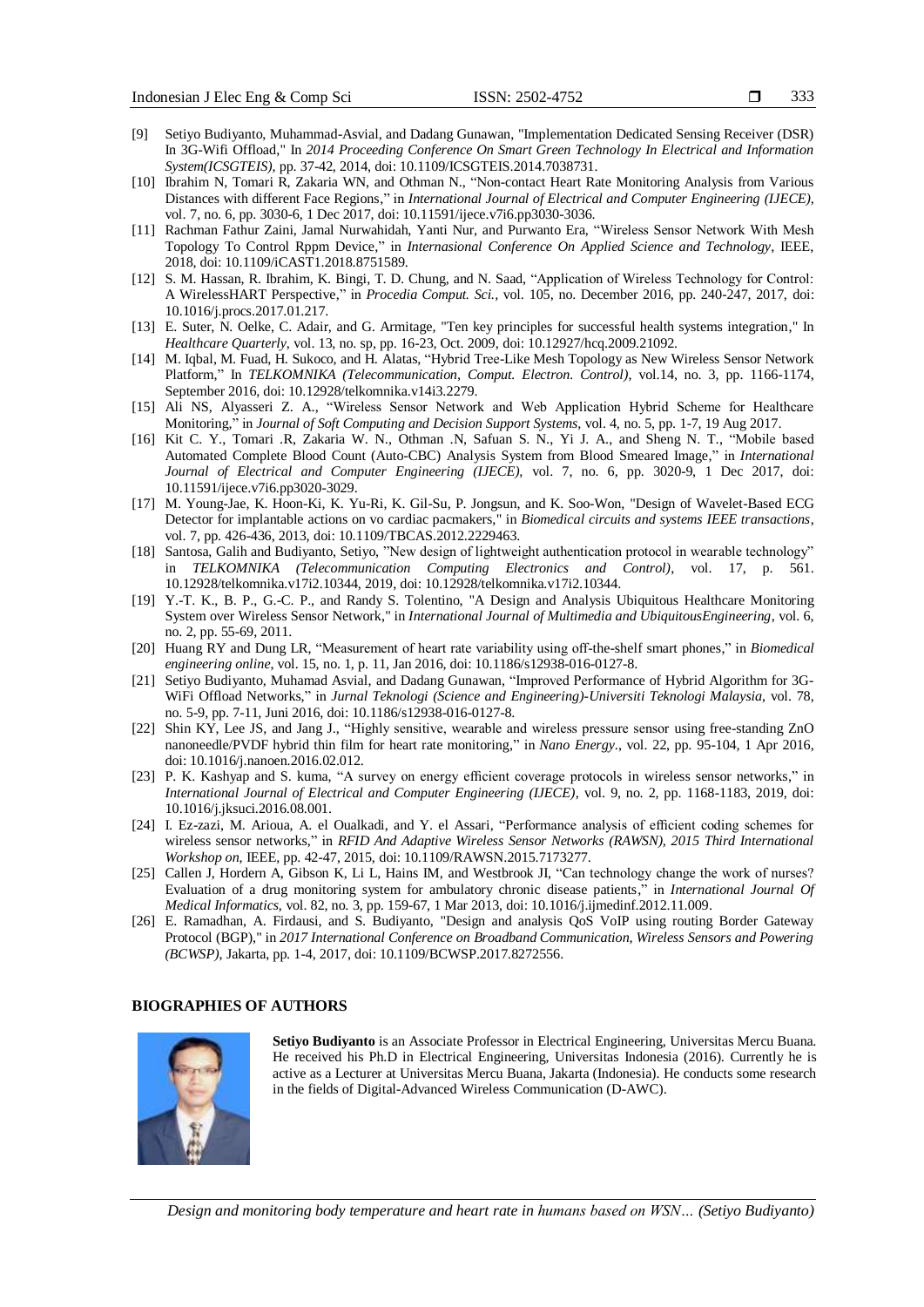[9] Setiyo Budiyanto, Muhammad-Asvial, and Dadang Gunawan, "Implementation Dedicated Sensing Receiver (DSR) In 3G-Wifi Offload," In *2014 Proceeding Conference On Smart Green Technology In Electrical and Information System(ICSGTEIS)*, pp. 37-42, 2014, doi: 10.1109/ICSGTEIS.2014.7038731.

[10] Ibrahim N, Tomari R, Zakaria WN, and Othman N., "Non-contact Heart Rate Monitoring Analysis from Various Distances with different Face Regions," in *International Journal of Electrical and Computer Engineering (IJECE)*, vol. 7, no. 6, pp. 3030-6, 1 Dec 2017, doi: 10.11591/ijece.v7i6.pp3030-3036.

[11] Rachman Fathur Zaini, Jamal Nurwahidah, Yanti Nur, and Purwanto Era, "Wireless Sensor Network With Mesh Topology To Control Rppm Device," in *Internasional Conference On Applied Science and Technology*, IEEE, 2018, doi: 10.1109/iCAST1.2018.8751589.

[12] S. M. Hassan, R. Ibrahim, K. Bingi, T. D. Chung, and N. Saad, "Application of Wireless Technology for Control: A WirelessHART Perspective," in *Procedia Comput. Sci.*, vol. 105, no. December 2016, pp. 240-247, 2017, doi: 10.1016/j.procs.2017.01.217.

[13] E. Suter, N. Oelke, C. Adair, and G. Armitage, "Ten key principles for successful health systems integration," In *Healthcare Quarterly*, vol. 13, no. sp, pp. 16-23, Oct. 2009, doi: 10.12927/hcq.2009.21092.

[14] M. Iqbal, M. Fuad, H. Sukoco, and H. Alatas, "Hybrid Tree-Like Mesh Topology as New Wireless Sensor Network Platform," In *TELKOMNIKA (Telecommunication, Comput. Electron. Control)*, vol.14, no. 3, pp. 1166-1174, September 2016, doi: 10.12928/telkomnika.v14i3.2279.

[15] Ali NS, Alyasseri Z. A., "Wireless Sensor Network and Web Application Hybrid Scheme for Healthcare Monitoring," in *Journal of Soft Computing and Decision Support Systems*, vol. 4, no. 5, pp. 1-7, 19 Aug 2017.

[16] Kit C. Y., Tomari .R, Zakaria W. N., Othman .N, Safuan S. N., Yi J. A., and Sheng N. T., "Mobile based Automated Complete Blood Count (Auto-CBC) Analysis System from Blood Smeared Image," in *International Journal of Electrical and Computer Engineering (IJECE)*, vol. 7, no. 6, pp. 3020-9, 1 Dec 2017, doi: 10.11591/ijece.v7i6.pp3020-3029.

[17] M. Young-Jae, K. Hoon-Ki, K. Yu-Ri, K. Gil-Su, P. Jongsun, and K. Soo-Won, "Design of Wavelet-Based ECG Detector for implantable actions on vo cardiac pacmakers," in *Biomedical circuits and systems IEEE transactions*, vol. 7, pp. 426-436, 2013, doi: 10.1109/TBCAS.2012.2229463.

[18] Santosa, Galih and Budiyanto, Setiyo, "New design of lightweight authentication protocol in wearable technology" in *TELKOMNIKA (Telecommunication Computing Electronics and Control)*, vol. 17, p. 561. 10.12928/telkomnika.v17i2.10344, 2019, doi: 10.12928/telkomnika.v17i2.10344.

[19] Y.-T. K., B. P., G.-C. P., and Randy S. Tolentino, "A Design and Analysis Ubiquitous Healthcare Monitoring System over Wireless Sensor Network," in *International Journal of Multimedia and UbiquitousEngineering*, vol. 6, no. 2, pp. 55-69, 2011.

[20] Huang RY and Dung LR, "Measurement of heart rate variability using off-the-shelf smart phones," in *Biomedical engineering online*, vol. 15, no. 1, p. 11, Jan 2016, doi: 10.1186/s12938-016-0127-8.

[21] Setiyo Budiyanto, Muhamad Asvial, and Dadang Gunawan, "Improved Performance of Hybrid Algorithm for 3G-WiFi Offload Networks," in *Jurnal Teknologi (Science and Engineering)-Universiti Teknologi Malaysia*, vol. 78, no. 5-9, pp. 7-11, Juni 2016, doi: 10.1186/s12938-016-0127-8.

[22] Shin KY, Lee JS, and Jang J., "Highly sensitive, wearable and wireless pressure sensor using free-standing ZnO nanoneedle/PVDF hybrid thin film for heart rate monitoring," in *Nano Energy*., vol. 22, pp. 95-104, 1 Apr 2016, doi: 10.1016/j.nanoen.2016.02.012.

[23] P. K. Kashyap and S. kuma, "A survey on energy efficient coverage protocols in wireless sensor networks," in *International Journal of Electrical and Computer Engineering (IJECE)*, vol. 9, no. 2, pp. 1168-1183, 2019, doi: 10.1016/j.jksuci.2016.08.001.

[24] I. Ez-zazi, M. Arioua, A. el Oualkadi, and Y. el Assari, "Performance analysis of efficient coding schemes for wireless sensor networks," in *RFID And Adaptive Wireless Sensor Networks (RAWSN), 2015 Third International Workshop on*, IEEE, pp. 42-47, 2015, doi: 10.1109/RAWSN.2015.7173277.

[25] Callen J, Hordern A, Gibson K, Li L, Hains IM, and Westbrook JI, "Can technology change the work of nurses? Evaluation of a drug monitoring system for ambulatory chronic disease patients," in *International Journal Of Medical Informatics*, vol. 82, no. 3, pp. 159-67, 1 Mar 2013, doi: 10.1016/j.ijmedinf.2012.11.009.

[26] E. Ramadhan, A. Firdausi, and S. Budiyanto, "Design and analysis QoS VoIP using routing Border Gateway Protocol (BGP)," in *2017 International Conference on Broadband Communication, Wireless Sensors and Powering (BCWSP)*, Jakarta, pp. 1-4, 2017, doi: 10.1109/BCWSP.2017.8272556.

## BIOGRAPHIES OF AUTHORS

**Setiyo Budiyanto** is an Associate Professor in Electrical Engineering, Universitas Mercu Buana. He received his Ph.D in Electrical Engineering, Universitas Indonesia (2016). Currently he is active as a Lecturer at Universitas Mercu Buana, Jakarta (Indonesia). He conducts some research in the fields of Digital-Advanced Wireless Communication (D-AWC).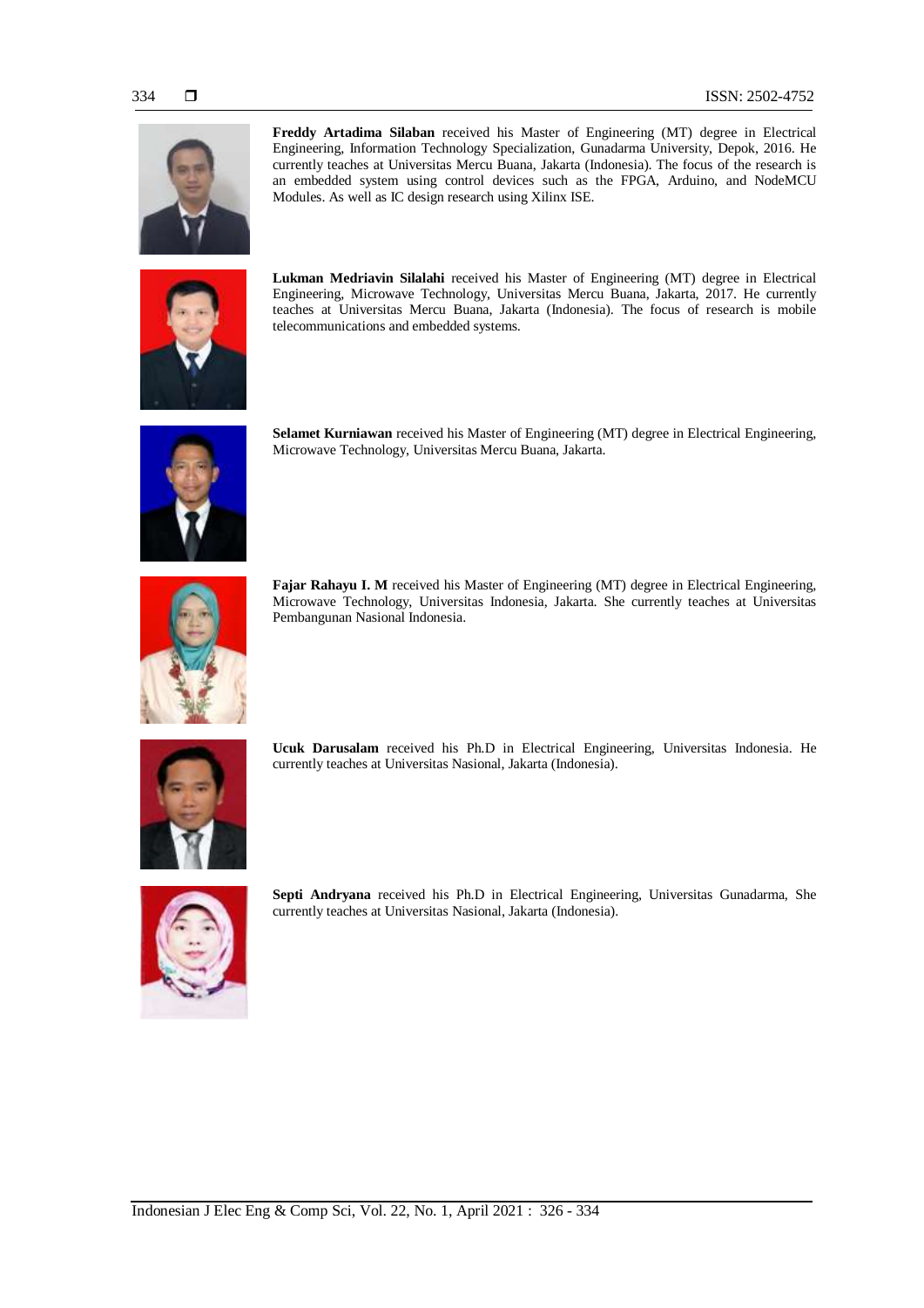**Freddy Artadima Silaban** received his Master of Engineering (MT) degree in Electrical Engineering, Information Technology Specialization, Gunadarma University, Depok, 2016. He currently teaches at Universitas Mercu Buana, Jakarta (Indonesia). The focus of the research is an embedded system using control devices such as the FPGA, Arduino, and NodeMCU Modules. As well as IC design research using Xilinx ISE.

**Lukman Medriavin Silalahi** received his Master of Engineering (MT) degree in Electrical Engineering, Microwave Technology, Universitas Mercu Buana, Jakarta, 2017. He currently teaches at Universitas Mercu Buana, Jakarta (Indonesia). The focus of research is mobile telecommunications and embedded systems.

**Selamet Kurniawan** received his Master of Engineering (MT) degree in Electrical Engineering, Microwave Technology, Universitas Mercu Buana, Jakarta.

**Fajar Rahayu I. M** received his Master of Engineering (MT) degree in Electrical Engineering, Microwave Technology, Universitas Indonesia, Jakarta. She currently teaches at Universitas Pembangunan Nasional Indonesia.

**Ucuk Darusalam** received his Ph.D in Electrical Engineering, Universitas Indonesia. He currently teaches at Universitas Nasional, Jakarta (Indonesia).

**Septi Andryana** received his Ph.D in Electrical Engineering, Universitas Gunadarma, She currently teaches at Universitas Nasional, Jakarta (Indonesia).